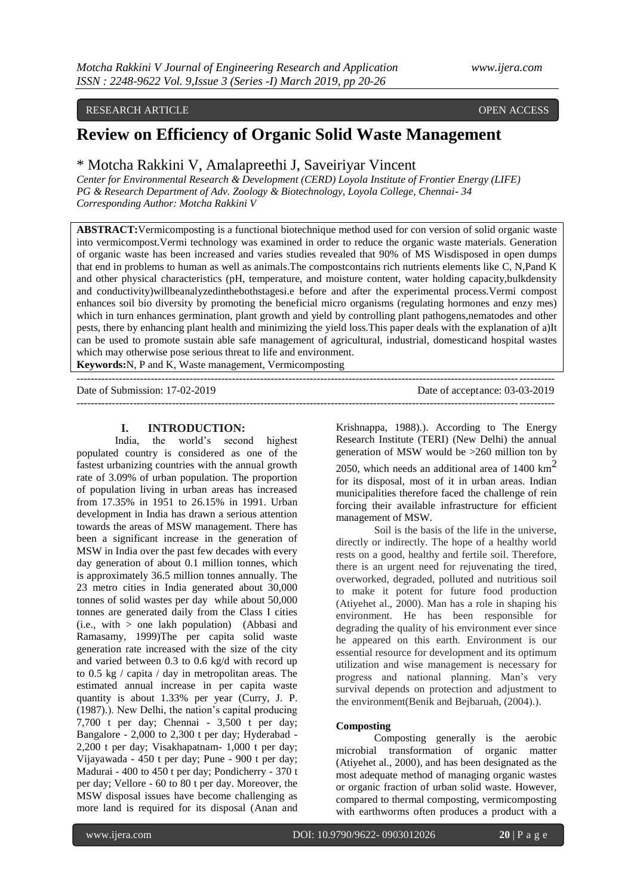RESEARCH ARTICLE OPEN ACCESS

# Review on Efficiency of Organic Solid Waste Management

\* Motcha Rakkini V, Amalapreethi J, Saveiriyar Vincent

*Center for Environmental Research & Development (CERD) Loyola Institute of Frontier Energy (LIFE)*
*PG & Research Department of Adv. Zoology & Biotechnology, Loyola College, Chennai- 34*
*Corresponding Author: Motcha Rakkini V*

**ABSTRACT:** Vermicomposting is a functional biotechnique method used for con version of solid organic waste into vermicompost. Vermi technology was examined in order to reduce the organic waste materials. Generation of organic waste has been increased and varies studies revealed that 90% of MS Wisdisposed in open dumps that end in problems to human as well as animals. The compostcontains rich nutrients elements like C, N,Pand K and other physical characteristics (pH, temperature, and moisture content, water holding capacity,bulkdensity and conductivity)willbeanalyzedinthebothstagesi.e before and after the experimental process. Vermi compost enhances soil bio diversity by promoting the beneficial micro organisms (regulating hormones and enzy mes) which in turn enhances germination, plant growth and yield by controlling plant pathogens,nematodes and other pests, there by enhancing plant health and minimizing the yield loss. This paper deals with the explanation of a)It can be used to promote sustain able safe management of agricultural, industrial, domesticand hospital wastes which may otherwise pose serious threat to life and environment.

**Keywords:** N, P and K, Waste management, Vermicomposting

---

Date of Submission: 17-02-2019 Date of acceptance: 03-03-2019

---

## I. INTRODUCTION:

India, the world's second highest populated country is considered as one of the fastest urbanizing countries with the annual growth rate of 3.09% of urban population. The proportion of population living in urban areas has increased from 17.35% in 1951 to 26.15% in 1991. Urban development in India has drawn a serious attention towards the areas of MSW management. There has been a significant increase in the generation of MSW in India over the past few decades with every day generation of about 0.1 million tonnes, which is approximately 36.5 million tonnes annually. The 23 metro cities in India generated about 30,000 tonnes of solid wastes per day while about 50,000 tonnes are generated daily from the Class I cities (i.e., with > one lakh population) (Abbasi and Ramasamy, 1999)The per capita solid waste generation rate increased with the size of the city and varied between 0.3 to 0.6 kg/d with record up to 0.5 kg / capita / day in metropolitan areas. The estimated annual increase in per capita waste quantity is about 1.33% per year (Curry, J. P. (1987).). New Delhi, the nation's capital producing 7,700 t per day; Chennai - 3,500 t per day; Bangalore - 2,000 to 2,300 t per day; Hyderabad - 2,200 t per day; Visakhapatnam- 1,000 t per day; Vijayawada - 450 t per day; Pune - 900 t per day; Madurai - 400 to 450 t per day; Pondicherry - 370 t per day; Vellore - 60 to 80 t per day. Moreover, the MSW disposal issues have become challenging as more land is required for its disposal (Anan and Krishnappa, 1988).). According to The Energy Research Institute (TERI) (New Delhi) the annual generation of MSW would be >260 million ton by 2050, which needs an additional area of 1400 $km^2$ for its disposal, most of it in urban areas. Indian municipalities therefore faced the challenge of rein forcing their available infrastructure for efficient management of MSW.

Soil is the basis of the life in the universe, directly or indirectly. The hope of a healthy world rests on a good, healthy and fertile soil. Therefore, there is an urgent need for rejuvenating the tired, overworked, degraded, polluted and nutritious soil to make it potent for future food production (Atiyehet al., 2000). Man has a role in shaping his environment. He has been responsible for degrading the quality of his environment ever since he appeared on this earth. Environment is our essential resource for development and its optimum utilization and wise management is necessary for progress and national planning. Man's very survival depends on protection and adjustment to the environment(Benik and Bejbaruah, (2004).).

### Composting

Composting generally is the aerobic microbial transformation of organic matter (Atiyehet al., 2000), and has been designated as the most adequate method of managing organic wastes or organic fraction of urban solid waste. However, compared to thermal composting, vermicomposting with earthworms often produces a product with a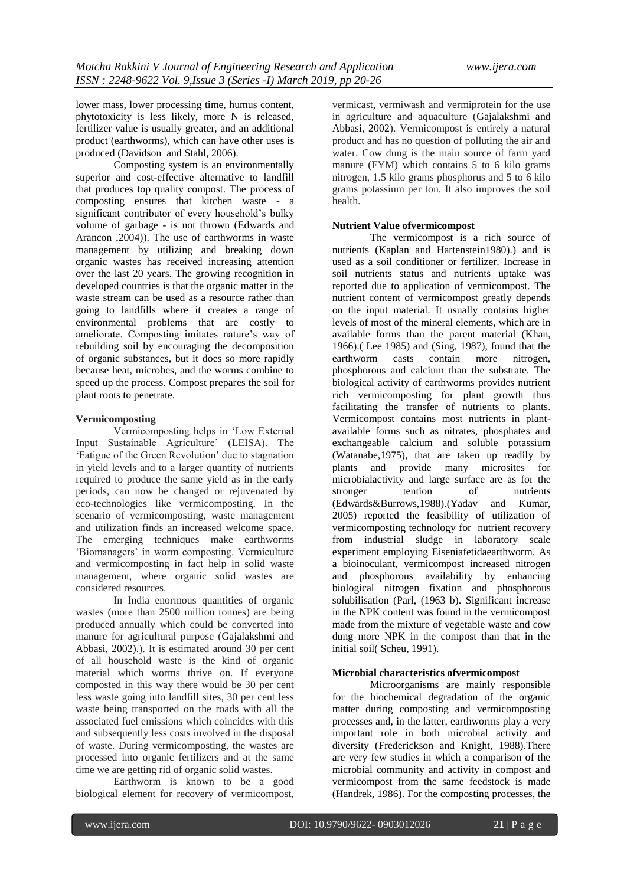lower mass, lower processing time, humus content, phytotoxicity is less likely, more N is released, fertilizer value is usually greater, and an additional product (earthworms), which can have other uses is produced (Davidson and Stahl, 2006).

Composting system is an environmentally superior and cost-effective alternative to landfill that produces top quality compost. The process of composting ensures that kitchen waste - a significant contributor of every household's bulky volume of garbage - is not thrown (Edwards and Arancon ,2004)). The use of earthworms in waste management by utilizing and breaking down organic wastes has received increasing attention over the last 20 years. The growing recognition in developed countries is that the organic matter in the waste stream can be used as a resource rather than going to landfills where it creates a range of environmental problems that are costly to ameliorate. Composting imitates nature's way of rebuilding soil by encouraging the decomposition of organic substances, but it does so more rapidly because heat, microbes, and the worms combine to speed up the process. Compost prepares the soil for plant roots to penetrate.

**Vermicomposting**

Vermicomposting helps in 'Low External Input Sustainable Agriculture' (LEISA). The 'Fatigue of the Green Revolution' due to stagnation in yield levels and to a larger quantity of nutrients required to produce the same yield as in the early periods, can now be changed or rejuvenated by eco-technologies like vermicomposting. In the scenario of vermicomposting, waste management and utilization finds an increased welcome space. The emerging techniques make earthworms 'Biomanagers' in worm composting. Vermiculture and vermicomposting in fact help in solid waste management, where organic solid wastes are considered resources.

In India enormous quantities of organic wastes (more than 2500 million tonnes) are being produced annually which could be converted into manure for agricultural purpose (Gajalakshmi and Abbasi, 2002).). It is estimated around 30 per cent of all household waste is the kind of organic material which worms thrive on. If everyone composted in this way there would be 30 per cent less waste going into landfill sites, 30 per cent less waste being transported on the roads with all the associated fuel emissions which coincides with this and subsequently less costs involved in the disposal of waste. During vermicomposting, the wastes are processed into organic fertilizers and at the same time we are getting rid of organic solid wastes.

Earthworm is known to be a good biological element for recovery of vermicompost, vermicast, vermiwash and vermiprotein for the use in agriculture and aquaculture (Gajalakshmi and Abbasi, 2002). Vermicompost is entirely a natural product and has no question of polluting the air and water. Cow dung is the main source of farm yard manure (FYM) which contains 5 to 6 kilo grams nitrogen, 1.5 kilo grams phosphorus and 5 to 6 kilo grams potassium per ton. It also improves the soil health.

**Nutrient Value ofvermicompost**

The vermicompost is a rich source of nutrients (Kaplan and Hartenstein1980).) and is used as a soil conditioner or fertilizer. Increase in soil nutrients status and nutrients uptake was reported due to application of vermicompost. The nutrient content of vermicompost greatly depends on the input material. It usually contains higher levels of most of the mineral elements, which are in available forms than the parent material (Khan, 1966).( Lee 1985) and (Sing, 1987), found that the earthworm casts contain more nitrogen, phosphorous and calcium than the substrate. The biological activity of earthworms provides nutrient rich vermicomposting for plant growth thus facilitating the transfer of nutrients to plants. Vermicompost contains most nutrients in plant-available forms such as nitrates, phosphates and exchangeable calcium and soluble potassium (Watanabe,1975), that are taken up readily by plants and provide many microsites for microbialactivity and large surface are as for the stronger tention of nutrients (Edwards&Burrows,1988).(Yadav and Kumar, 2005) reported the feasibility of utilization of vermicomposting technology for nutrient recovery from industrial sludge in laboratory scale experiment employing Eiseniafetidaearthworm. As a bioinoculant, vermicompost increased nitrogen and phosphorous availability by enhancing biological nitrogen fixation and phosphorous solubilisation (Parl, (1963 b). Significant increase in the NPK content was found in the vermicompost made from the mixture of vegetable waste and cow dung more NPK in the compost than that in the initial soil( Scheu, 1991).

**Microbial characteristics ofvermicompost**

Microorganisms are mainly responsible for the biochemical degradation of the organic matter during composting and vermicomposting processes and, in the latter, earthworms play a very important role in both microbial activity and diversity (Frederickson and Knight, 1988).There are very few studies in which a comparison of the microbial community and activity in compost and vermicompost from the same feedstock is made (Handrek, 1986). For the composting processes, the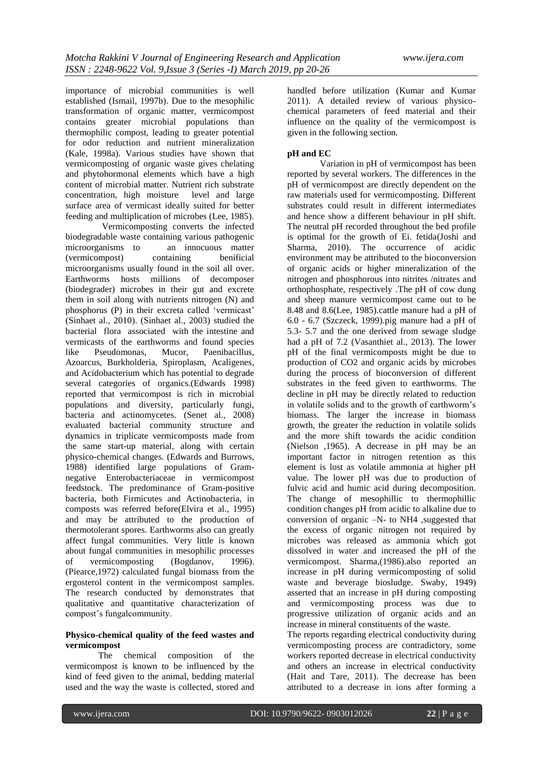importance of microbial communities is well established (Ismail, 1997b). Due to the mesophilic transformation of organic matter, vermicompost contains greater microbial populations than thermophilic compost, leading to greater potential for odor reduction and nutrient mineralization (Kale, 1998a). Various studies have shown that vermicomposting of organic waste gives chelating and phytohormonal elements which have a high content of microbial matter. Nutrient rich substrate concentration, high moisture level and large surface area of vermicast ideally suited for better feeding and multiplication of microbes (Lee, 1985).

Vermicomposting converts the infected biodegradable waste containing various pathogenic microorganisms to an innocuous matter (vermicompost) containing beneficial microorganisms usually found in the soil all over. Earthworms hosts millions of decomposer (biodegrader) microbes in their gut and excrete them in soil along with nutrients nitrogen (N) and phosphorus (P) in their excreta called 'vermicast' (Sinhaet al., 2010). (Sinhaet al., 2003) studied the bacterial flora associated with the intestine and vermicasts of the earthworms and found species like Pseudomonas, Mucor, Paenibacillus, Azoarcus, Burkholderia, Spiroplasm, Acaligenes, and Acidobacterium which has potential to degrade several categories of organics.(Edwards 1998) reported that vermicompost is rich in microbial populations and diversity, particularly fungi, bacteria and actinomycetes. (Senet al., 2008) evaluated bacterial community structure and dynamics in triplicate vermicomposts made from the same start-up material, along with certain physico-chemical changes. (Edwards and Burrows, 1988) identified large populations of Gram-negative Enterobacteriaceae in vermicompost feedstock. The predominance of Gram-positive bacteria, both Firmicutes and Actinobacteria, in composts was referred before(Elvira et al., 1995) and may be attributed to the production of thermotolerant spores. Earthworms also can greatly affect fungal communities. Very little is known about fungal communities in mesophilic processes of vermicomposting (Bogdanov, 1996). (Piearce,1972) calculated fungal biomass from the ergosterol content in the vermicompost samples. The research conducted by demonstrates that qualitative and quantitative characterization of compost's fungalcommunity.

**Physico-chemical quality of the feed wastes and vermicompost**

The chemical composition of the vermicompost is known to be influenced by the kind of feed given to the animal, bedding material used and the way the waste is collected, stored and handled before utilization (Kumar and Kumar 2011). A detailed review of various physico-chemical parameters of feed material and their influence on the quality of the vermicompost is given in the following section.

**pH and EC**

Variation in pH of vermicompost has been reported by several workers. The differences in the pH of vermicompost are directly dependent on the raw materials used for vermicomposting. Different substrates could result in different intermediates and hence show a different behaviour in pH shift. The neutral pH recorded throughout the bed profile is optimal for the growth of Ei. fetida(Joshi and Sharma, 2010). The occurrence of acidic environment may be attributed to the bioconversion of organic acids or higher mineralization of the nitrogen and phosphorous into nitrites /nitrates and orthophosphate, respectively .The pH of cow dung and sheep manure vermicompost came out to be 8.48 and 8.6(Lee, 1985).cattle manure had a pH of 6.0 - 6.7 (Szczeck, 1999).pig manure had a pH of 5.3- 5.7 and the one derived from sewage sludge had a pH of 7.2 (Vasanthiet al., 2013). The lower pH of the final vermicomposts might be due to production of $CO_2$ and organic acids by microbes during the process of bioconversion of different substrates in the feed given to earthworms. The decline in pH may be directly related to reduction in volatile solids and to the growth of earthworm's biomass. The larger the increase in biomass growth, the greater the reduction in volatile solids and the more shift towards the acidic condition (Nielson ,1965). A decrease in pH may be an important factor in nitrogen retention as this element is lost as volatile ammonia at higher pH value. The lower pH was due to production of fulvic acid and humic acid during decomposition. The change of mesophillic to thermophillic condition changes pH from acidic to alkaline due to conversion of organic –N- to $NH_4$ ,suggested that the excess of organic nitrogen not required by microbes was released as ammonia which got dissolved in water and increased the pH of the vermicompost. Sharma,(1986).also reported an increase in pH during vermicomposting of solid waste and beverage biosludge. Swaby, 1949) asserted that an increase in pH during composting and vermicomposting process was due to progressive utilization of organic acids and an increase in mineral constituents of the waste.

The reports regarding electrical conductivity during vermicomposting process are contradictory, some workers reported decrease in electrical conductivity and others an increase in electrical conductivity (Hait and Tare, 2011). The decrease has been attributed to a decrease in ions after forming a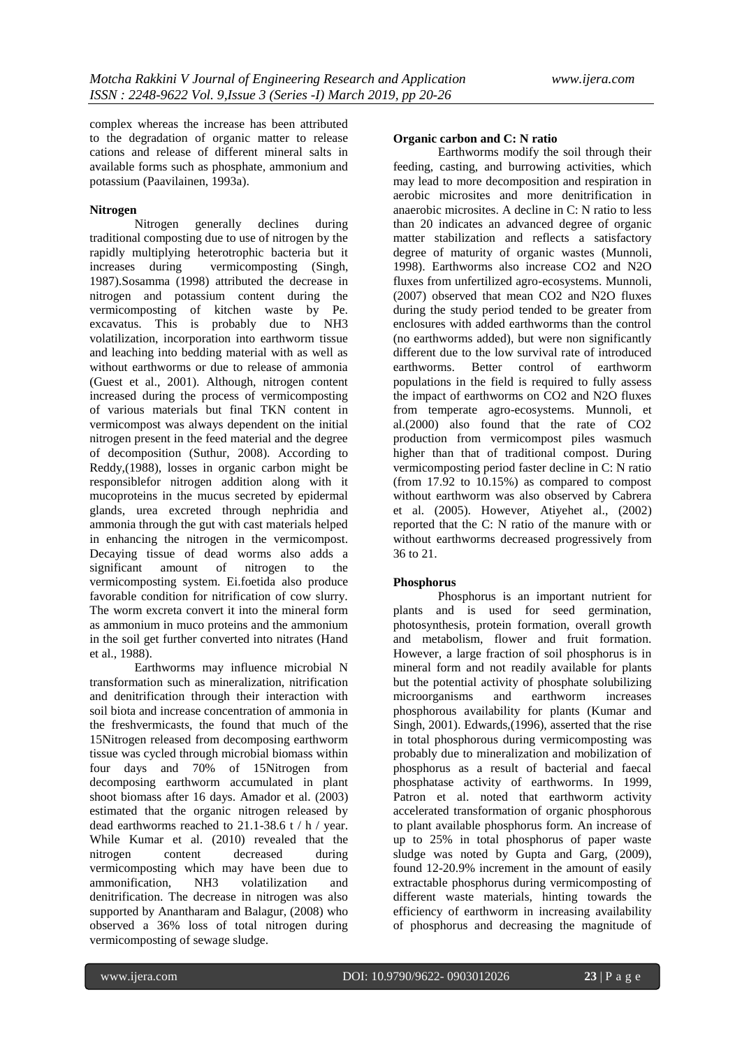complex whereas the increase has been attributed to the degradation of organic matter to release cations and release of different mineral salts in available forms such as phosphate, ammonium and potassium (Paavilainen, 1993a).

**Nitrogen**

Nitrogen generally declines during traditional composting due to use of nitrogen by the rapidly multiplying heterotrophic bacteria but it increases during vermicomposting (Singh, 1987).Sosamma (1998) attributed the decrease in nitrogen and potassium content during the vermicomposting of kitchen waste by Pe. excavatus. This is probably due to $NH_3$ volatilization, incorporation into earthworm tissue and leaching into bedding material with as well as without earthworms or due to release of ammonia (Guest et al., 2001). Although, nitrogen content increased during the process of vermicomposting of various materials but final TKN content in vermicompost was always dependent on the initial nitrogen present in the feed material and the degree of decomposition (Suthur, 2008). According to Reddy,(1988), losses in organic carbon might be responsiblefor nitrogen addition along with it mucoproteins in the mucus secreted by epidermal glands, urea excreted through nephridia and ammonia through the gut with cast materials helped in enhancing the nitrogen in the vermicompost. Decaying tissue of dead worms also adds a significant amount of nitrogen to the vermicomposting system. Ei.foetida also produce favorable condition for nitrification of cow slurry. The worm excreta convert it into the mineral form as ammonium in muco proteins and the ammonium in the soil get further converted into nitrates (Hand et al., 1988).

Earthworms may influence microbial N transformation such as mineralization, nitrification and denitrification through their interaction with soil biota and increase concentration of ammonia in the freshvermicasts, the found that much of the 15Nitrogen released from decomposing earthworm tissue was cycled through microbial biomass within four days and 70% of 15Nitrogen from decomposing earthworm accumulated in plant shoot biomass after 16 days. Amador et al. (2003) estimated that the organic nitrogen released by dead earthworms reached to 21.1-38.6 t / h / year. While Kumar et al. (2010) revealed that the nitrogen content decreased during vermicomposting which may have been due to ammonification, $NH_3$ volatilization and denitrification. The decrease in nitrogen was also supported by Anantharam and Balagur, (2008) who observed a 36% loss of total nitrogen during vermicomposting of sewage sludge.

**Organic carbon and C: N ratio**

Earthworms modify the soil through their feeding, casting, and burrowing activities, which may lead to more decomposition and respiration in aerobic microsites and more denitrification in anaerobic microsites. A decline in C: N ratio to less than 20 indicates an advanced degree of organic matter stabilization and reflects a satisfactory degree of maturity of organic wastes (Munnoli, 1998). Earthworms also increase $CO_2$ and $N_2O$ fluxes from unfertilized agro-ecosystems. Munnoli, (2007) observed that mean $CO_2$ and $N_2O$ fluxes during the study period tended to be greater from enclosures with added earthworms than the control (no earthworms added), but were non significantly different due to the low survival rate of introduced earthworms. Better control of earthworm populations in the field is required to fully assess the impact of earthworms on $CO_2$ and $N_2O$ fluxes from temperate agro-ecosystems. Munnoli, et al.(2000) also found that the rate of $CO_2$ production from vermicompost piles wasmuch higher than that of traditional compost. During vermicomposting period faster decline in C: N ratio (from 17.92 to 10.15%) as compared to compost without earthworm was also observed by Cabrera et al. (2005). However, Atiyehet al., (2002) reported that the C: N ratio of the manure with or without earthworms decreased progressively from 36 to 21.

**Phosphorus**

Phosphorus is an important nutrient for plants and is used for seed germination, photosynthesis, protein formation, overall growth and metabolism, flower and fruit formation. However, a large fraction of soil phosphorus is in mineral form and not readily available for plants but the potential activity of phosphate solubilizing microorganisms and earthworm increases phosphorous availability for plants (Kumar and Singh, 2001). Edwards,(1996), asserted that the rise in total phosphorous during vermicomposting was probably due to mineralization and mobilization of phosphorus as a result of bacterial and faecal phosphatase activity of earthworms. In 1999, Patron et al. noted that earthworm activity accelerated transformation of organic phosphorous to plant available phosphorus form. An increase of up to 25% in total phosphorus of paper waste sludge was noted by Gupta and Garg, (2009), found 12-20.9% increment in the amount of easily extractable phosphorus during vermicomposting of different waste materials, hinting towards the efficiency of earthworm in increasing availability of phosphorus and decreasing the magnitude of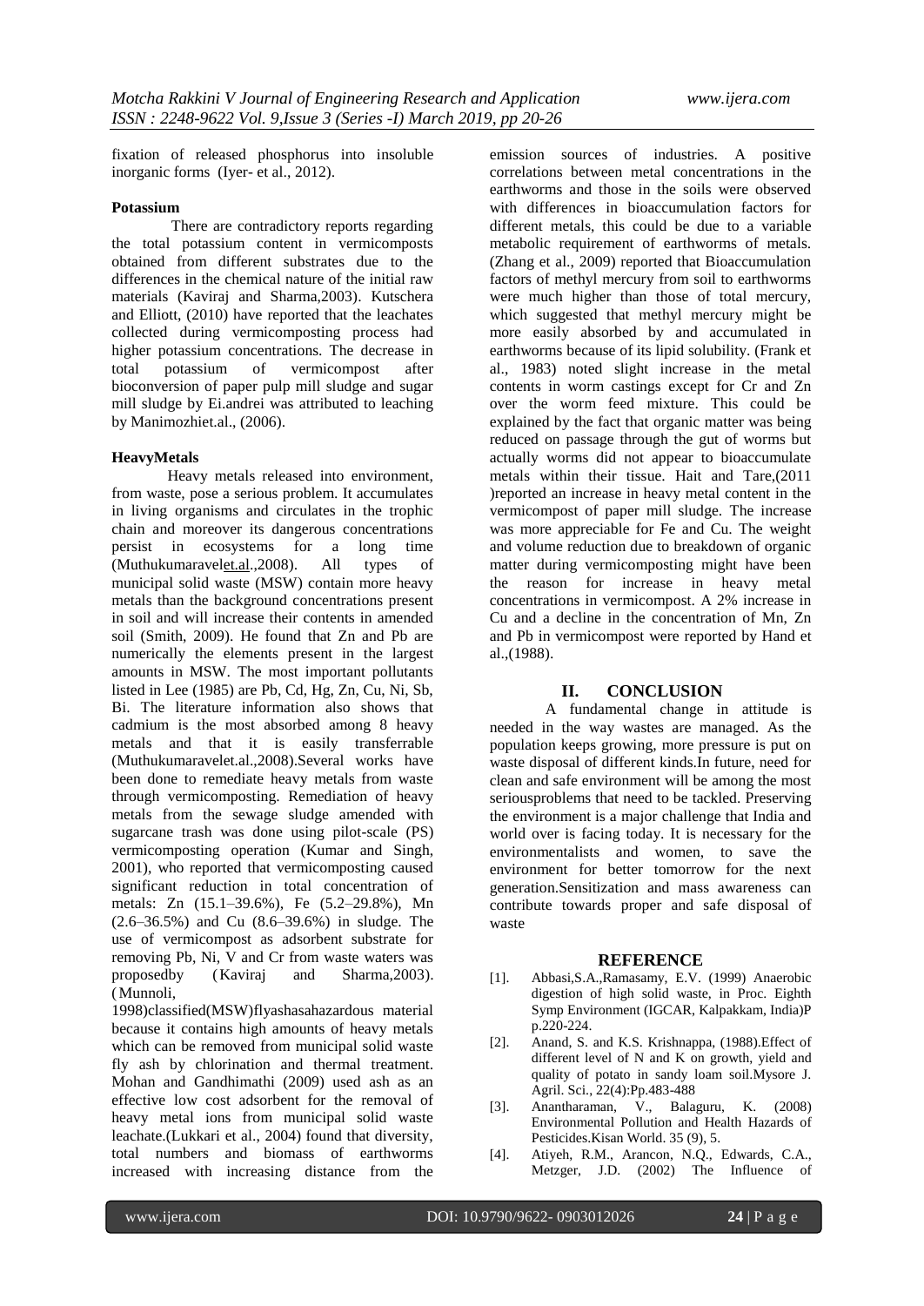fixation of released phosphorus into insoluble inorganic forms (Iyer- et al., 2012).

**Potassium**

There are contradictory reports regarding the total potassium content in vermicomposts obtained from different substrates due to the differences in the chemical nature of the initial raw materials (Kaviraj and Sharma,2003). Kutschera and Elliott, (2010) have reported that the leachates collected during vermicomposting process had higher potassium concentrations. The decrease in total potassium of vermicompost after bioconversion of paper pulp mill sludge and sugar mill sludge by Ei.andrei was attributed to leaching by Manimozhiet.al., (2006).

**HeavyMetals**

Heavy metals released into environment, from waste, pose a serious problem. It accumulates in living organisms and circulates in the trophic chain and moreover its dangerous concentrations persist in ecosystems for a long time (Muthukumaravelet.al.,2008). All types of municipal solid waste (MSW) contain more heavy metals than the background concentrations present in soil and will increase their contents in amended soil (Smith, 2009). He found that Zn and Pb are numerically the elements present in the largest amounts in MSW. The most important pollutants listed in Lee (1985) are Pb, Cd, Hg, Zn, Cu, Ni, Sb, Bi. The literature information also shows that cadmium is the most absorbed among 8 heavy metals and that it is easily transferrable (Muthukumaravelet.al.,2008).Several works have been done to remediate heavy metals from waste through vermicomposting. Remediation of heavy metals from the sewage sludge amended with sugarcane trash was done using pilot-scale (PS) vermicomposting operation (Kumar and Singh, 2001), who reported that vermicomposting caused significant reduction in total concentration of metals: Zn (15.1–39.6%), Fe (5.2–29.8%), Mn (2.6–36.5%) and Cu (8.6–39.6%) in sludge. The use of vermicompost as adsorbent substrate for removing Pb, Ni, V and Cr from waste waters was proposedby (Kaviraj and Sharma,2003). (Munnoli, 1998)classified(MSW)flyashasahazardous material because it contains high amounts of heavy metals which can be removed from municipal solid waste fly ash by chlorination and thermal treatment. Mohan and Gandhimathi (2009) used ash as an effective low cost adsorbent for the removal of heavy metal ions from municipal solid waste leachate.(Lukkari et al., 2004) found that diversity, total numbers and biomass of earthworms increased with increasing distance from the emission sources of industries. A positive correlations between metal concentrations in the earthworms and those in the soils were observed with differences in bioaccumulation factors for different metals, this could be due to a variable metabolic requirement of earthworms of metals. (Zhang et al., 2009) reported that Bioaccumulation factors of methyl mercury from soil to earthworms were much higher than those of total mercury, which suggested that methyl mercury might be more easily absorbed by and accumulated in earthworms because of its lipid solubility. (Frank et al., 1983) noted slight increase in the metal contents in worm castings except for Cr and Zn over the worm feed mixture. This could be explained by the fact that organic matter was being reduced on passage through the gut of worms but actually worms did not appear to bioaccumulate metals within their tissue. Hait and Tare,(2011 )reported an increase in heavy metal content in the vermicompost of paper mill sludge. The increase was more appreciable for Fe and Cu. The weight and volume reduction due to breakdown of organic matter during vermicomposting might have been the reason for increase in heavy metal concentrations in vermicompost. A 2% increase in Cu and a decline in the concentration of Mn, Zn and Pb in vermicompost were reported by Hand et al.,(1988).

## II. CONCLUSION

A fundamental change in attitude is needed in the way wastes are managed. As the population keeps growing, more pressure is put on waste disposal of different kinds.In future, need for clean and safe environment will be among the most seriousproblems that need to be tackled. Preserving the environment is a major challenge that India and world over is facing today. It is necessary for the environmentalists and women, to save the environment for better tomorrow for the next generation.Sensitization and mass awareness can contribute towards proper and safe disposal of waste

## REFERENCE

[1]. Abbasi,S.A.,Ramasamy, E.V. (1999) Anaerobic digestion of high solid waste, in Proc. Eighth Symp Environment (IGCAR, Kalpakkam, India)P p.220-224.

[2]. Anand, S. and K.S. Krishnappa, (1988).Effect of different level of N and K on growth, yield and quality of potato in sandy loam soil.Mysore J. Agril. Sci., 22(4):Pp.483-488

[3]. Anantharaman, V., Balaguru, K. (2008) Environmental Pollution and Health Hazards of Pesticides.Kisan World. 35 (9), 5.

[4]. Atiyeh, R.M., Arancon, N.Q., Edwards, C.A., Metzger, J.D. (2002) The Influence of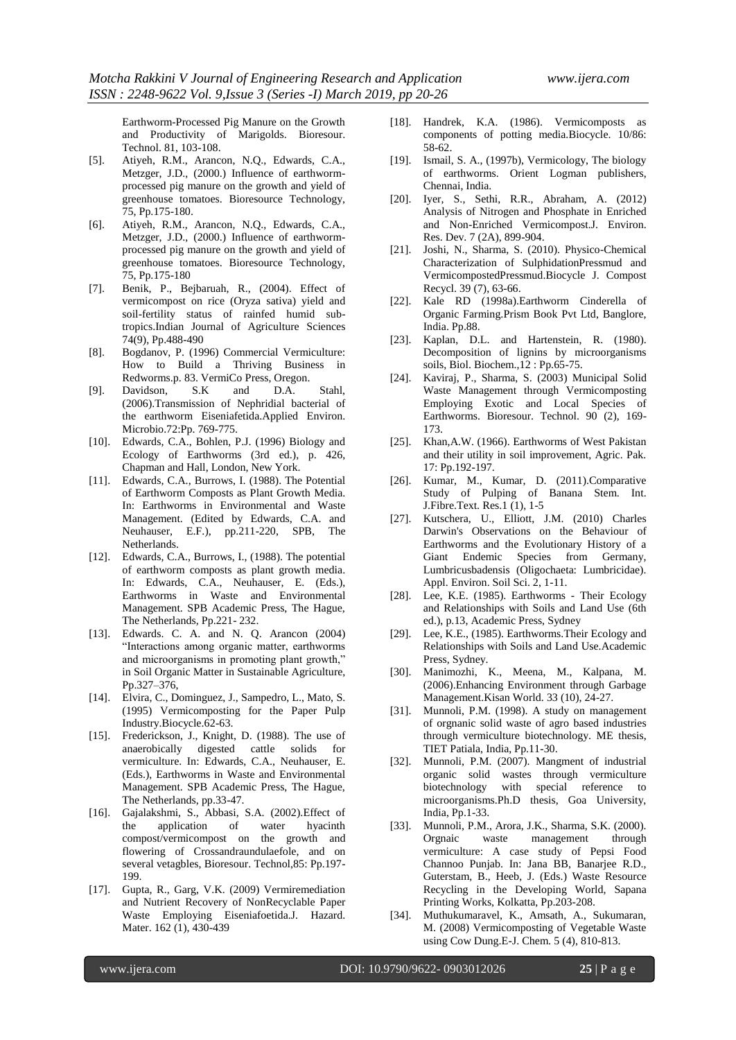Earthworm-Processed Pig Manure on the Growth and Productivity of Marigolds. Bioresour. Technol. 81, 103-108.

[5]. Atiyeh, R.M., Arancon, N.Q., Edwards, C.A., Metzger, J.D., (2000.) Influence of earthworm-processed pig manure on the growth and yield of greenhouse tomatoes. Bioresource Technology, 75, Pp.175-180.

[6]. Atiyeh, R.M., Arancon, N.Q., Edwards, C.A., Metzger, J.D., (2000.) Influence of earthworm-processed pig manure on the growth and yield of greenhouse tomatoes. Bioresource Technology, 75, Pp.175-180

[7]. Benik, P., Bejbaruah, R., (2004). Effect of vermicompost on rice (Oryza sativa) yield and soil-fertility status of rainfed humid sub-tropics.Indian Journal of Agriculture Sciences 74(9), Pp.488-490

[8]. Bogdanov, P. (1996) Commercial Vermiculture: How to Build a Thriving Business in Redworms.p. 83. VermiCo Press, Oregon.

[9]. Davidson, S.K and D.A. Stahl, (2006).Transmission of Nephridial bacterial of the earthworm Eiseniafetida.Applied Environ. Microbio.72:Pp. 769-775.

[10]. Edwards, C.A., Bohlen, P.J. (1996) Biology and Ecology of Earthworms (3rd ed.), p. 426, Chapman and Hall, London, New York.

[11]. Edwards, C.A., Burrows, I. (1988). The Potential of Earthworm Composts as Plant Growth Media. In: Earthworms in Environmental and Waste Management. (Edited by Edwards, C.A. and Neuhauser, E.F.), pp.211-220, SPB, The Netherlands.

[12]. Edwards, C.A., Burrows, I., (1988). The potential of earthworm composts as plant growth media. In: Edwards, C.A., Neuhauser, E. (Eds.), Earthworms in Waste and Environmental Management. SPB Academic Press, The Hague, The Netherlands, Pp.221- 232.

[13]. Edwards. C. A. and N. Q. Arancon (2004) "Interactions among organic matter, earthworms and microorganisms in promoting plant growth," in Soil Organic Matter in Sustainable Agriculture, Pp.327–376,

[14]. Elvira, C., Dominguez, J., Sampedro, L., Mato, S. (1995) Vermicomposting for the Paper Pulp Industry.Biocycle.62-63.

[15]. Frederickson, J., Knight, D. (1988). The use of anaerobically digested cattle solids for vermiculture. In: Edwards, C.A., Neuhauser, E. (Eds.), Earthworms in Waste and Environmental Management. SPB Academic Press, The Hague, The Netherlands, pp.33-47.

[16]. Gajalakshmi, S., Abbasi, S.A. (2002).Effect of the application of water hyacinth compost/vermicompost on the growth and flowering of Crossandraundulaefole, and on several vetagbles, Bioresour. Technol,85: Pp.197-199.

[17]. Gupta, R., Garg, V.K. (2009) Vermiremediation and Nutrient Recovery of NonRecyclable Paper Waste Employing Eiseniafoetida.J. Hazard. Mater. 162 (1), 430-439

[18]. Handrek, K.A. (1986). Vermicomposts as components of potting media.Biocycle. 10/86: 58-62.

[19]. Ismail, S. A., (1997b), Vermicology, The biology of earthworms. Orient Logman publishers, Chennai, India.

[20]. Iyer, S., Sethi, R.R., Abraham, A. (2012) Analysis of Nitrogen and Phosphate in Enriched and Non-Enriched Vermicompost.J. Environ. Res. Dev. 7 (2A), 899-904.

[21]. Joshi, N., Sharma, S. (2010). Physico-Chemical Characterization of SulphidationPressmud and VermicompostedPressmud.Biocycle J. Compost Recycl. 39 (7), 63-66.

[22]. Kale RD (1998a).Earthworm Cinderella of Organic Farming.Prism Book Pvt Ltd, Banglore, India. Pp.88.

[23]. Kaplan, D.L. and Hartenstein, R. (1980). Decomposition of lignins by microorganisms soils, Biol. Biochem.,12 : Pp.65-75.

[24]. Kaviraj, P., Sharma, S. (2003) Municipal Solid Waste Management through Vermicomposting Employing Exotic and Local Species of Earthworms. Bioresour. Technol. 90 (2), 169-173.

[25]. Khan,A.W. (1966). Earthworms of West Pakistan and their utility in soil improvement, Agric. Pak. 17: Pp.192-197.

[26]. Kumar, M., Kumar, D. (2011).Comparative Study of Pulping of Banana Stem. Int. J.Fibre.Text. Res.1 (1), 1-5

[27]. Kutschera, U., Elliott, J.M. (2010) Charles Darwin's Observations on the Behaviour of Earthworms and the Evolutionary History of a Giant Endemic Species from Germany, Lumbricusbadensis (Oligochaeta: Lumbricidae). Appl. Environ. Soil Sci. 2, 1-11.

[28]. Lee, K.E. (1985). Earthworms - Their Ecology and Relationships with Soils and Land Use (6th ed.), p.13, Academic Press, Sydney

[29]. Lee, K.E., (1985). Earthworms.Their Ecology and Relationships with Soils and Land Use.Academic Press, Sydney.

[30]. Manimozhi, K., Meena, M., Kalpana, M. (2006).Enhancing Environment through Garbage Management.Kisan World. 33 (10), 24-27.

[31]. Munnoli, P.M. (1998). A study on management of orgnanic solid waste of agro based industries through vermiculture biotechnology. ME thesis, TIET Patiala, India, Pp.11-30.

[32]. Munnoli, P.M. (2007). Mangment of industrial organic solid wastes through vermiculture biotechnology with special reference to microorganisms.Ph.D thesis, Goa University, India, Pp.1-33.

[33]. Munnoli, P.M., Arora, J.K., Sharma, S.K. (2000). Orgnaic waste management through vermiculture: A case study of Pepsi Food Channoo Punjab. In: Jana BB, Banarjee R.D., Guterstam, B., Heeb, J. (Eds.) Waste Resource Recycling in the Developing World, Sapana Printing Works, Kolkatta, Pp.203-208.

[34]. Muthukumaravel, K., Amsath, A., Sukumaran, M. (2008) Vermicomposting of Vegetable Waste using Cow Dung.E-J. Chem. 5 (4), 810-813.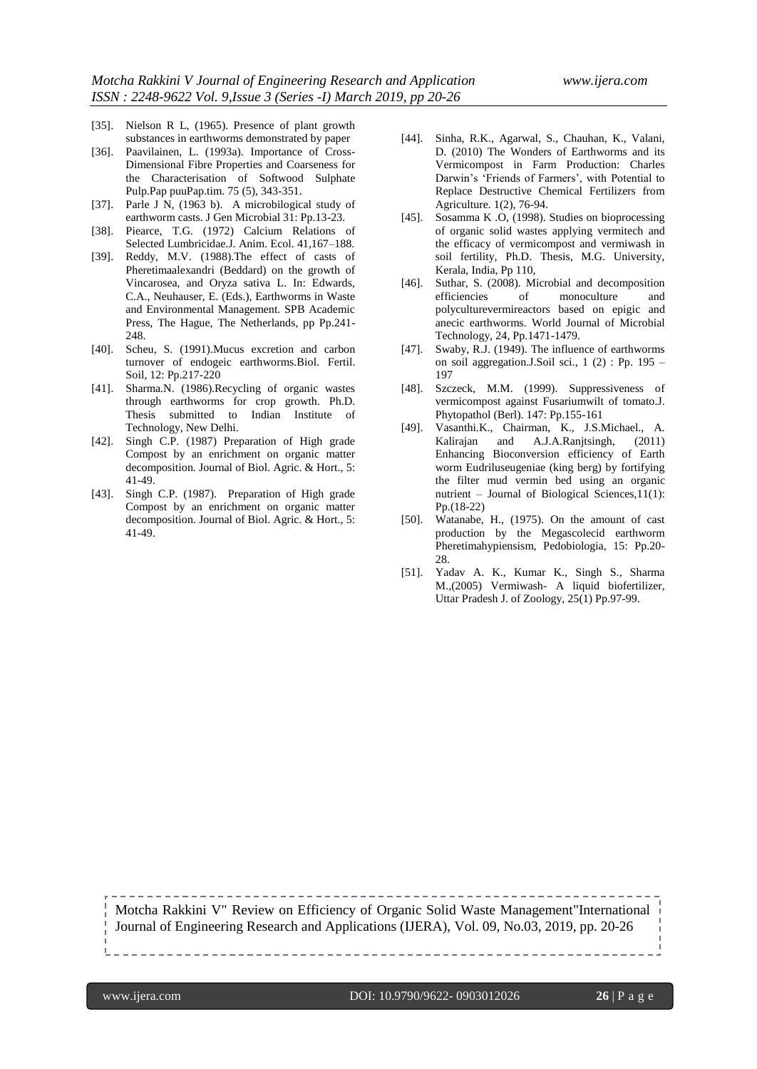[35]. Nielson R L, (1965). Presence of plant growth substances in earthworms demonstrated by paper

[36]. Paavilainen, L. (1993a). Importance of Cross-Dimensional Fibre Properties and Coarseness for the Characterisation of Softwood Sulphate Pulp.Pap puuPap.tim. 75 (5), 343-351.

[37]. Parle J N, (1963 b). A microbiological study of earthworm casts. J Gen Microbial 31: Pp.13-23.

[38]. Piearce, T.G. (1972) Calcium Relations of Selected Lumbricidae.J. Anim. Ecol. 41,167–188.

[39]. Reddy, M.V. (1988).The effect of casts of Pheretimaalexandri (Beddard) on the growth of Vincarosea, and Oryza sativa L. In: Edwards, C.A., Neuhauser, E. (Eds.), Earthworms in Waste and Environmental Management. SPB Academic Press, The Hague, The Netherlands, pp Pp.241-248.

[40]. Scheu, S. (1991).Mucus excretion and carbon turnover of endogeic earthworms.Biol. Fertil. Soil, 12: Pp.217-220

[41]. Sharma.N. (1986).Recycling of organic wastes through earthworms for crop growth. Ph.D. Thesis submitted to Indian Institute of Technology, New Delhi.

[42]. Singh C.P. (1987) Preparation of High grade Compost by an enrichment on organic matter decomposition. Journal of Biol. Agric. & Hort., 5: 41-49.

[43]. Singh C.P. (1987). Preparation of High grade Compost by an enrichment on organic matter decomposition. Journal of Biol. Agric. & Hort., 5: 41-49.

[44]. Sinha, R.K., Agarwal, S., Chauhan, K., Valani, D. (2010) The Wonders of Earthworms and its Vermicompost in Farm Production: Charles Darwin's 'Friends of Farmers', with Potential to Replace Destructive Chemical Fertilizers from Agriculture. 1(2), 76-94.

[45]. Sosamma K .O, (1998). Studies on bioprocessing of organic solid wastes applying vermitech and the efficacy of vermicompost and vermiwash in soil fertility, Ph.D. Thesis, M.G. University, Kerala, India, Pp 110,

[46]. Suthar, S. (2008). Microbial and decomposition efficiencies of monoculture and polyculturevermireactors based on epigic and anecic earthworms. World Journal of Microbial Technology, 24, Pp.1471-1479.

[47]. Swaby, R.J. (1949). The influence of earthworms on soil aggregation.J.Soil sci., 1 (2) : Pp. 195 – 197

[48]. Szczeck, M.M. (1999). Suppressiveness of vermicompost against Fusariumwilt of tomato.J. Phytopathol (Berl). 147: Pp.155-161

[49]. Vasanthi.K., Chairman, K., J.S.Michael., A. Kalirajan and A.J.A.Ranjtsingh, (2011) Enhancing Bioconversion efficiency of Earth worm Eudriluseugeniae (king berg) by fortifying the filter mud vermin bed using an organic nutrient – Journal of Biological Sciences,11(1): Pp.(18-22)

[50]. Watanabe, H., (1975). On the amount of cast production by the Megascolecid earthworm Pheretimahypiensism, Pedobiologia, 15: Pp.20-28.

[51]. Yadav A. K., Kumar K., Singh S., Sharma M.,(2005) Vermiwash- A liquid biofertilizer, Uttar Pradesh J. of Zoology, 25(1) Pp.97-99.

Motcha Rakkini V" Review on Efficiency of Organic Solid Waste Management"International Journal of Engineering Research and Applications (IJERA), Vol. 09, No.03, 2019, pp. 20-26